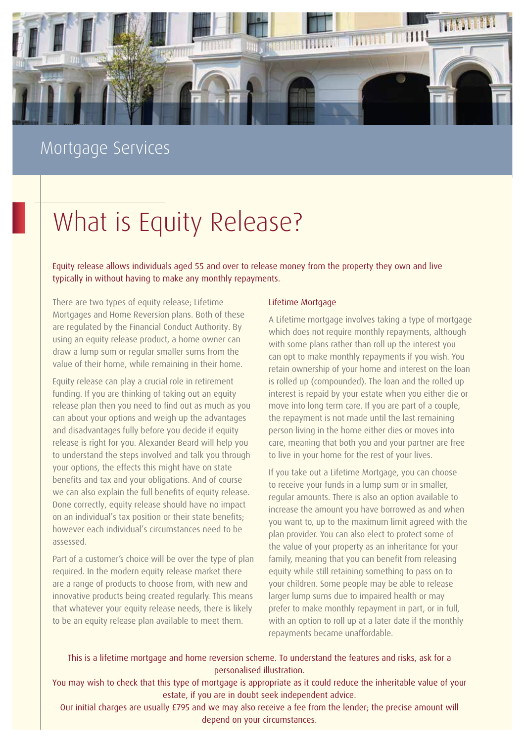Mortgage Services

# What is Equity Release?

Equity release allows individuals aged 55 and over to release money from the property they own and live typically in without having to make any monthly repayments.

There are two types of equity release; Lifetime Mortgages and Home Reversion plans. Both of these are regulated by the Financial Conduct Authority. By using an equity release product, a home owner can draw a lump sum or regular smaller sums from the value of their home, while remaining in their home.

Equity release can play a crucial role in retirement funding. If you are thinking of taking out an equity release plan then you need to find out as much as you can about your options and weigh up the advantages and disadvantages fully before you decide if equity release is right for you. Alexander Beard will help you to understand the steps involved and talk you through your options, the effects this might have on state benefits and tax and your obligations. And of course we can also explain the full benefits of equity release. Done correctly, equity release should have no impact on an individual's tax position or their state benefits; however each individual's circumstances need to be assessed.

Part of a customer's choice will be over the type of plan required. In the modern equity release market there are a range of products to choose from, with new and innovative products being created regularly. This means that whatever your equity release needs, there is likely to be an equity release plan available to meet them.

## Lifetime Mortgage

A Lifetime mortgage involves taking a type of mortgage which does not require monthly repayments, although with some plans rather than roll up the interest you can opt to make monthly repayments if you wish. You retain ownership of your home and interest on the loan is rolled up (compounded). The loan and the rolled up interest is repaid by your estate when you either die or move into long term care. If you are part of a couple, the repayment is not made until the last remaining person living in the home either dies or moves into care, meaning that both you and your partner are free to live in your home for the rest of your lives.

If you take out a Lifetime Mortgage, you can choose to receive your funds in a lump sum or in smaller, regular amounts. There is also an option available to increase the amount you have borrowed as and when you want to, up to the maximum limit agreed with the plan provider. You can also elect to protect some of the value of your property as an inheritance for your family, meaning that you can benefit from releasing equity while still retaining something to pass on to your children. Some people may be able to release larger lump sums due to impaired health or may prefer to make monthly repayment in part, or in full, with an option to roll up at a later date if the monthly repayments became unaffordable.

This is a lifetime mortgage and home reversion scheme. To understand the features and risks, ask for a personalised illustration.
You may wish to check that this type of mortgage is appropriate as it could reduce the inheritable value of your estate, if you are in doubt seek independent advice.
Our initial charges are usually £795 and we may also receive a fee from the lender; the precise amount will depend on your circumstances.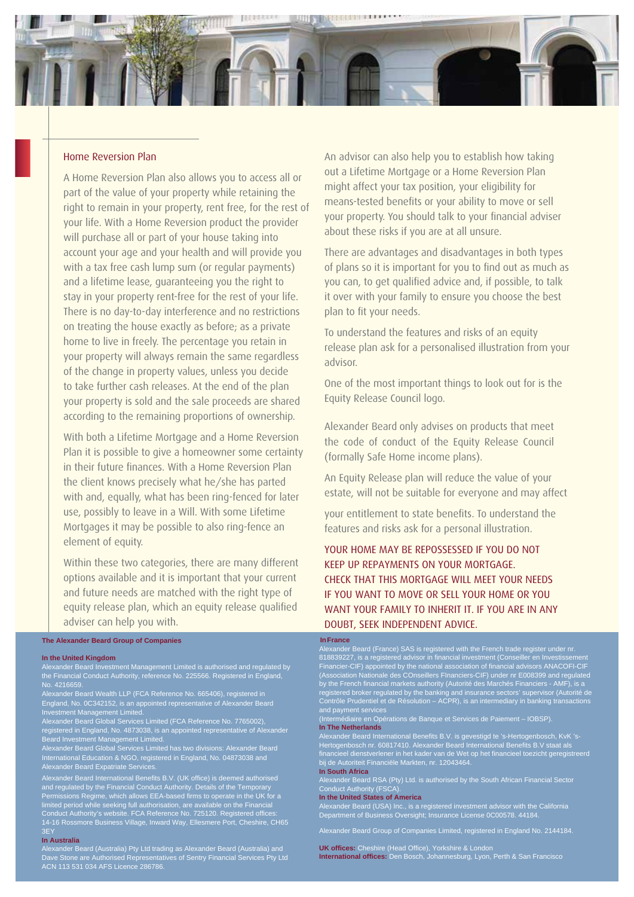## Home Reversion Plan

A Home Reversion Plan also allows you to access all or part of the value of your property while retaining the right to remain in your property, rent free, for the rest of your life. With a Home Reversion product the provider will purchase all or part of your house taking into account your age and your health and will provide you with a tax free cash lump sum (or regular payments) and a lifetime lease, guaranteeing you the right to stay in your property rent-free for the rest of your life. There is no day-to-day interference and no restrictions on treating the house exactly as before; as a private home to live in freely. The percentage you retain in your property will always remain the same regardless of the change in property values, unless you decide to take further cash releases. At the end of the plan your property is sold and the sale proceeds are shared according to the remaining proportions of ownership.

With both a Lifetime Mortgage and a Home Reversion Plan it is possible to give a homeowner some certainty in their future finances. With a Home Reversion Plan the client knows precisely what he/she has parted with and, equally, what has been ring-fenced for later use, possibly to leave in a Will. With some Lifetime Mortgages it may be possible to also ring-fence an element of equity.

Within these two categories, there are many different options available and it is important that your current and future needs are matched with the right type of equity release plan, which an equity release qualified adviser can help you with.

An advisor can also help you to establish how taking out a Lifetime Mortgage or a Home Reversion Plan might affect your tax position, your eligibility for means-tested benefits or your ability to move or sell your property. You should talk to your financial adviser about these risks if you are at all unsure.

There are advantages and disadvantages in both types of plans so it is important for you to find out as much as you can, to get qualified advice and, if possible, to talk it over with your family to ensure you choose the best plan to fit your needs.

To understand the features and risks of an equity release plan ask for a personalised illustration from your advisor.

One of the most important things to look out for is the Equity Release Council logo.

Alexander Beard only advises on products that meet the code of conduct of the Equity Release Council (formally Safe Home income plans).

An Equity Release plan will reduce the value of your estate, will not be suitable for everyone and may affect your entitlement to state benefits. To understand the features and risks ask for a personal illustration.

YOUR HOME MAY BE REPOSSESSED IF YOU DO NOT KEEP UP REPAYMENTS ON YOUR MORTGAGE. CHECK THAT THIS MORTGAGE WILL MEET YOUR NEEDS IF YOU WANT TO MOVE OR SELL YOUR HOME OR YOU WANT YOUR FAMILY TO INHERIT IT. IF YOU ARE IN ANY DOUBT, SEEK INDEPENDENT ADVICE.

**The Alexander Beard Group of Companies**

**In the United Kingdom**

Alexander Beard Investment Management Limited is authorised and regulated by the Financial Conduct Authority, reference No. 225566. Registered in England, No. 4216659.

Alexander Beard Wealth LLP (FCA Reference No. 665406), registered in England, No. 0C342152, is an appointed representative of Alexander Beard Investment Management Limited.

Alexander Beard Global Services Limited (FCA Reference No. 7765002), registered in England, No. 4873038, is an appointed representative of Alexander Beard Investment Management Limited.

Alexander Beard Global Services Limited has two divisions: Alexander Beard International Education & NGO, registered in England, No. 04873038 and Alexander Beard Expatriate Services.

Alexander Beard International Benefits B.V. (UK office) is deemed authorised and regulated by the Financial Conduct Authority. Details of the Temporary Permissions Regime, which allows EEA-based firms to operate in the UK for a limited period while seeking full authorisation, are available on the Financial Conduct Authority's website. FCA Reference No. 725120. Registered offices: 14-16 Rossmore Business Village, Inward Way, Ellesmere Port, Cheshire, CH65 3EY

**In Australia**

Alexander Beard (Australia) Pty Ltd trading as Alexander Beard (Australia) and Dave Stone are Authorised Representatives of Sentry Financial Services Pty Ltd ACN 113 531 034 AFS Licence 286786.

**In France**

Alexander Beard (France) SAS is registered with the French trade register under nr. 818839227, is a registered advisor in financial investment (Conseiller en Investissement Financier-CIF) appointed by the national association of financial advisors ANACOFI-CIF (Association Nationale des COnseillers FInanciers-CIF) under nr E008399 and regulated by the French financial markets authority (Autorité des Marchés Financiers - AMF), is a registered broker regulated by the banking and insurance sectors' supervisor (Autorité de Contrôle Prudentiel et de Résolution – ACPR), is an intermediary in banking transactions and payment services (Intermédiaire en Opérations de Banque et Services de Paiement – IOBSP).

**In The Netherlands**

Alexander Beard International Benefits B.V. is gevestigd te 's-Hertogenbosch, KvK 's-Hertogenbosch nr. 60817410. Alexander Beard International Benefits B.V staat als financieel dienstverlener in het kader van de Wet op het financieel toezicht geregistreerd bij de Autoriteit Financiële Markten, nr. 12043464.

**In South Africa**

Alexander Beard RSA (Pty) Ltd. is authorised by the South African Financial Sector Conduct Authority (FSCA).

**In the United States of America**

Alexander Beard (USA) Inc., is a registered investment advisor with the California Department of Business Oversight; Insurance License 0C00578. 44184.

Alexander Beard Group of Companies Limited, registered in England No. 2144184.

**UK offices:** Cheshire (Head Office), Yorkshire & London
**International offices:** Den Bosch, Johannesburg, Lyon, Perth & San Francisco